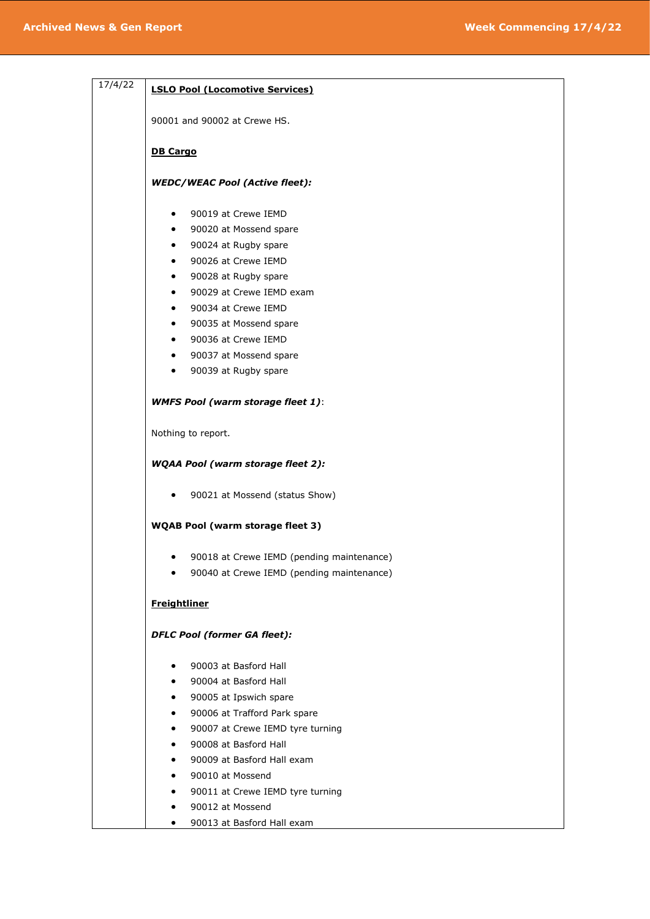| 17/4/22 | **LSLO Pool (Locomotive Services)**<br><br>90001 and 90002 at Crewe HS.<br><br>**DB Cargo**<br><br>***WEDC/WEAC Pool (Active fleet):***<br><br>• 90019 at Crewe IEMD<br>• 90020 at Mossend spare<br>• 90024 at Rugby spare<br>• 90026 at Crewe IEMD<br>• 90028 at Rugby spare<br>• 90029 at Crewe IEMD exam<br>• 90034 at Crewe IEMD<br>• 90035 at Mossend spare<br>• 90036 at Crewe IEMD<br>• 90037 at Mossend spare<br>• 90039 at Rugby spare<br><br>***WMFS Pool (warm storage fleet 1)***:<br><br>Nothing to report.<br><br>***WQAA Pool (warm storage fleet 2):***<br><br>• 90021 at Mossend (status Show)<br><br>**WQAB Pool (warm storage fleet 3)**<br><br>• 90018 at Crewe IEMD (pending maintenance)<br>• 90040 at Crewe IEMD (pending maintenance)<br><br>**Freightliner**<br><br>***DFLC Pool (former GA fleet):***<br><br>• 90003 at Basford Hall<br>• 90004 at Basford Hall<br>• 90005 at Ipswich spare<br>• 90006 at Trafford Park spare<br>• 90007 at Crewe IEMD tyre turning<br>• 90008 at Basford Hall<br>• 90009 at Basford Hall exam<br>• 90010 at Mossend<br>• 90011 at Crewe IEMD tyre turning<br>• 90012 at Mossend<br>• 90013 at Basford Hall exam |
|---|---|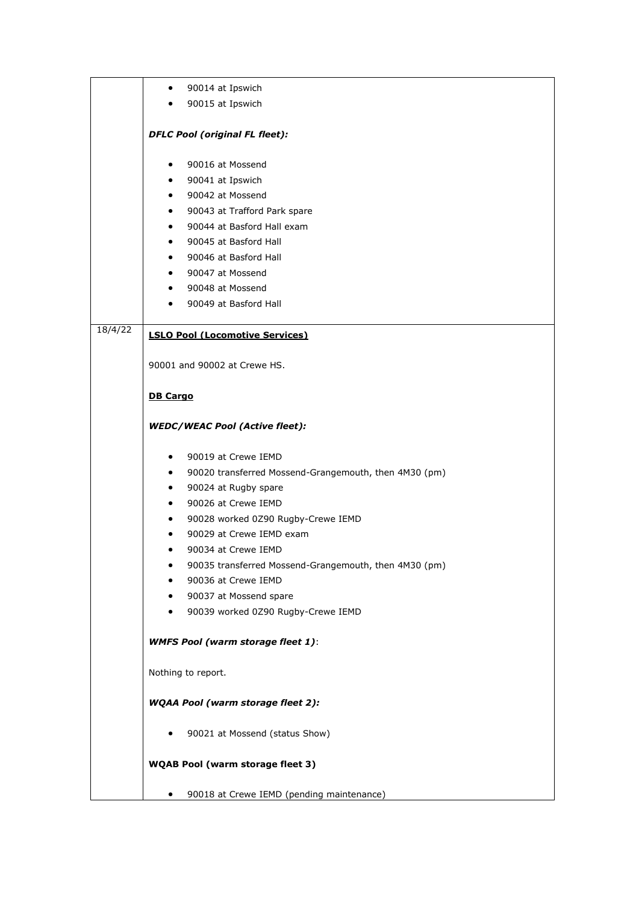| | |
|---|---|
| | • 90014 at Ipswich<br>• 90015 at Ipswich<br><br>***DFLC Pool (original FL fleet):***<br><br>• 90016 at Mossend<br>• 90041 at Ipswich<br>• 90042 at Mossend<br>• 90043 at Trafford Park spare<br>• 90044 at Basford Hall exam<br>• 90045 at Basford Hall<br>• 90046 at Basford Hall<br>• 90047 at Mossend<br>• 90048 at Mossend<br>• 90049 at Basford Hall |
| 18/4/22 | **<u>LSLO Pool (Locomotive Services)</u>**<br><br>90001 and 90002 at Crewe HS.<br><br>**<u>DB Cargo</u>**<br><br>***WEDC/WEAC Pool (Active fleet):***<br><br>• 90019 at Crewe IEMD<br>• 90020 transferred Mossend-Grangemouth, then 4M30 (pm)<br>• 90024 at Rugby spare<br>• 90026 at Crewe IEMD<br>• 90028 worked 0Z90 Rugby-Crewe IEMD<br>• 90029 at Crewe IEMD exam<br>• 90034 at Crewe IEMD<br>• 90035 transferred Mossend-Grangemouth, then 4M30 (pm)<br>• 90036 at Crewe IEMD<br>• 90037 at Mossend spare<br>• 90039 worked 0Z90 Rugby-Crewe IEMD<br><br>***WMFS Pool (warm storage fleet 1)***:<br><br>Nothing to report.<br><br>***WQAA Pool (warm storage fleet 2):***<br><br>• 90021 at Mossend (status Show)<br><br>**WQAB Pool (warm storage fleet 3)**<br><br>• 90018 at Crewe IEMD (pending maintenance) |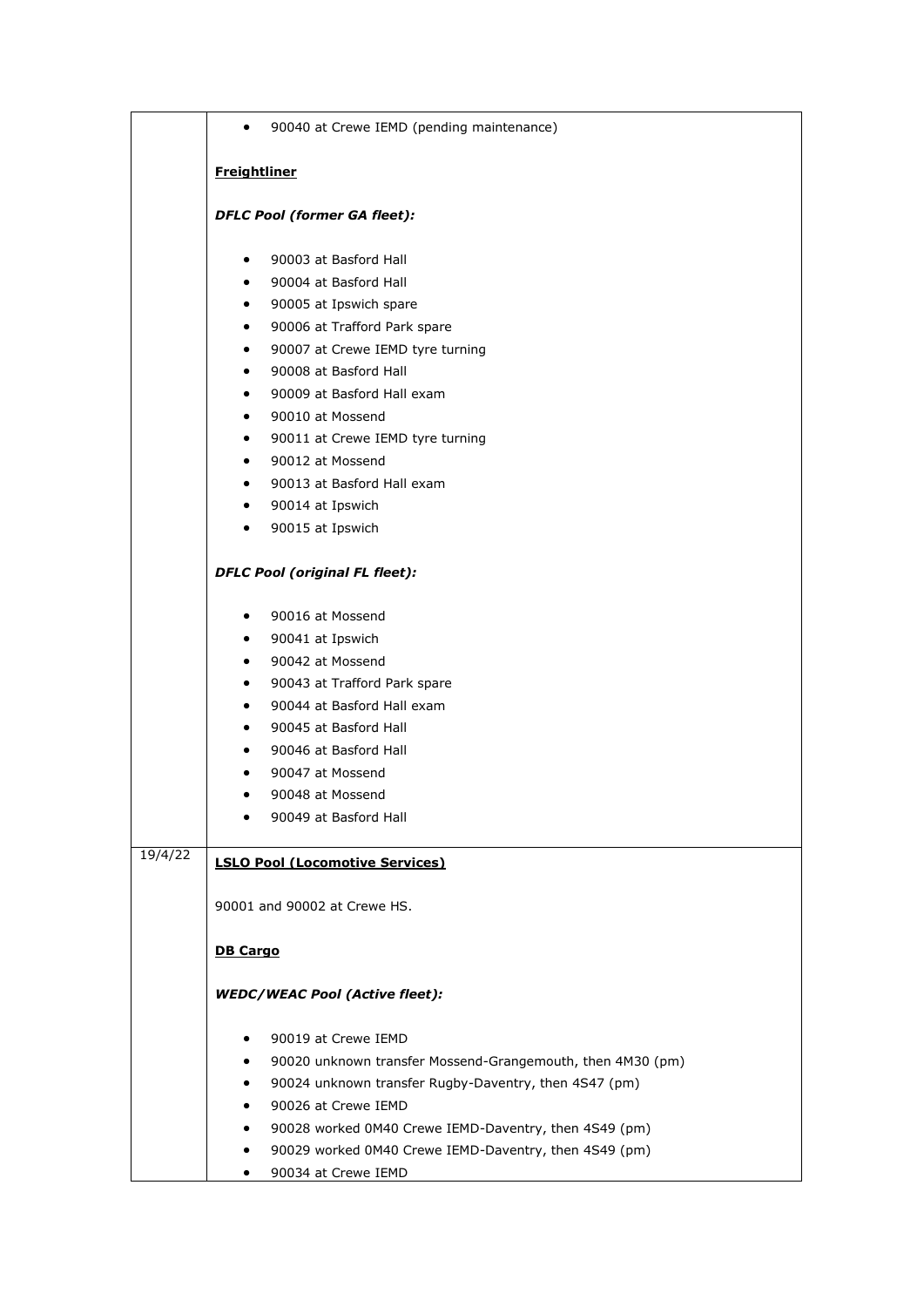| | |
|---|---|
| | • 90040 at Crewe IEMD (pending maintenance)<br><br>**Freightliner**<br><br>***DFLC Pool (former GA fleet):***<br><br>• 90003 at Basford Hall<br>• 90004 at Basford Hall<br>• 90005 at Ipswich spare<br>• 90006 at Trafford Park spare<br>• 90007 at Crewe IEMD tyre turning<br>• 90008 at Basford Hall<br>• 90009 at Basford Hall exam<br>• 90010 at Mossend<br>• 90011 at Crewe IEMD tyre turning<br>• 90012 at Mossend<br>• 90013 at Basford Hall exam<br>• 90014 at Ipswich<br>• 90015 at Ipswich<br><br>***DFLC Pool (original FL fleet):***<br><br>• 90016 at Mossend<br>• 90041 at Ipswich<br>• 90042 at Mossend<br>• 90043 at Trafford Park spare<br>• 90044 at Basford Hall exam<br>• 90045 at Basford Hall<br>• 90046 at Basford Hall<br>• 90047 at Mossend<br>• 90048 at Mossend<br>• 90049 at Basford Hall |
| 19/4/22 | **LSLO Pool (Locomotive Services)**<br><br>90001 and 90002 at Crewe HS.<br><br>**DB Cargo**<br><br>***WEDC/WEAC Pool (Active fleet):***<br><br>• 90019 at Crewe IEMD<br>• 90020 unknown transfer Mossend-Grangemouth, then 4M30 (pm)<br>• 90024 unknown transfer Rugby-Daventry, then 4S47 (pm)<br>• 90026 at Crewe IEMD<br>• 90028 worked 0M40 Crewe IEMD-Daventry, then 4S49 (pm)<br>• 90029 worked 0M40 Crewe IEMD-Daventry, then 4S49 (pm)<br>• 90034 at Crewe IEMD |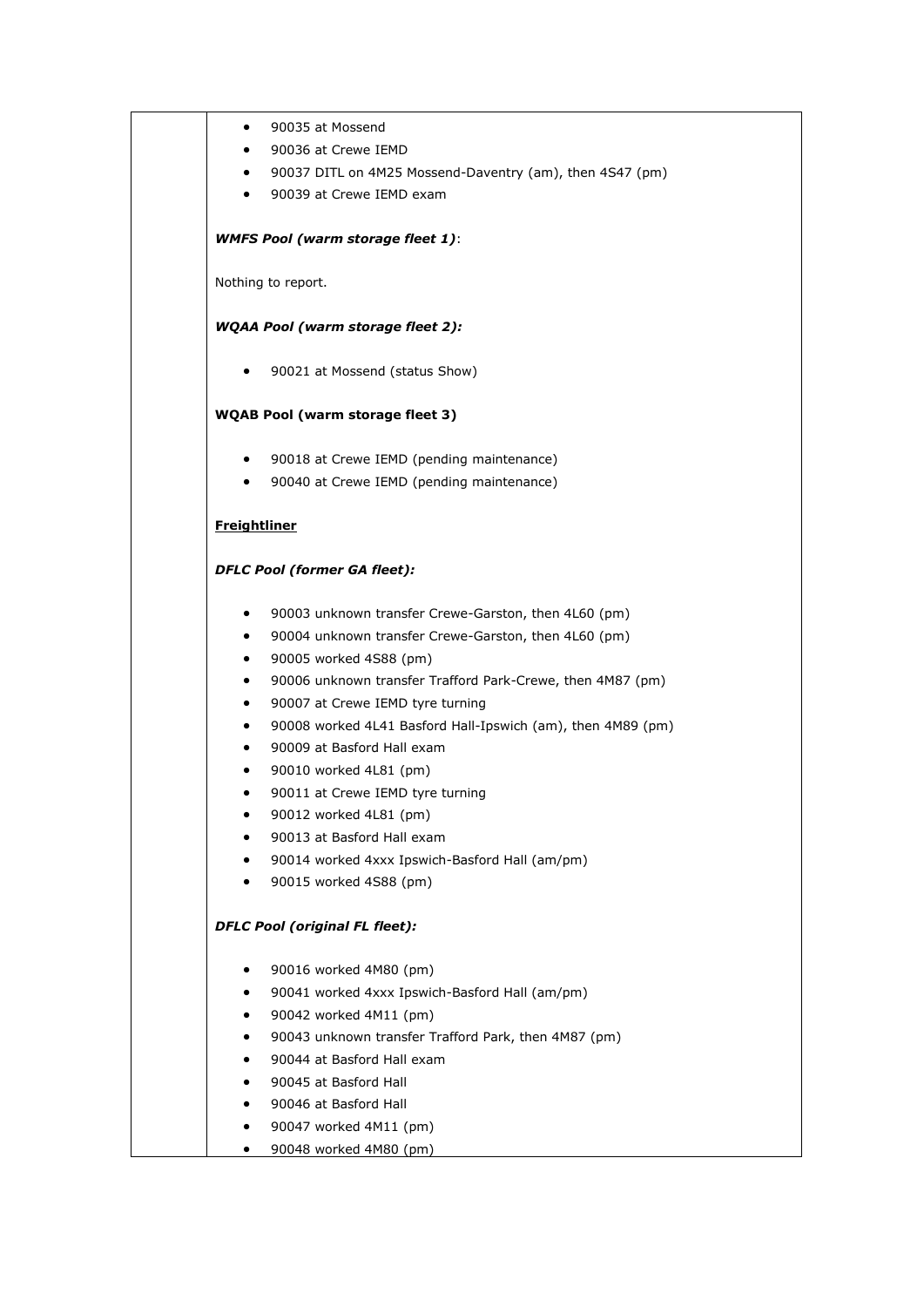- 90035 at Mossend
- 90036 at Crewe IEMD
- 90037 DITL on 4M25 Mossend-Daventry (am), then 4S47 (pm)
- 90039 at Crewe IEMD exam

***WMFS Pool (warm storage fleet 1)***:

Nothing to report.

***WQAA Pool (warm storage fleet 2):***

- 90021 at Mossend (status Show)

**WQAB Pool (warm storage fleet 3)**

- 90018 at Crewe IEMD (pending maintenance)
- 90040 at Crewe IEMD (pending maintenance)

**Freightliner**

***DFLC Pool (former GA fleet):***

- 90003 unknown transfer Crewe-Garston, then 4L60 (pm)
- 90004 unknown transfer Crewe-Garston, then 4L60 (pm)
- 90005 worked 4S88 (pm)
- 90006 unknown transfer Trafford Park-Crewe, then 4M87 (pm)
- 90007 at Crewe IEMD tyre turning
- 90008 worked 4L41 Basford Hall-Ipswich (am), then 4M89 (pm)
- 90009 at Basford Hall exam
- 90010 worked 4L81 (pm)
- 90011 at Crewe IEMD tyre turning
- 90012 worked 4L81 (pm)
- 90013 at Basford Hall exam
- 90014 worked 4xxx Ipswich-Basford Hall (am/pm)
- 90015 worked 4S88 (pm)

***DFLC Pool (original FL fleet):***

- 90016 worked 4M80 (pm)
- 90041 worked 4xxx Ipswich-Basford Hall (am/pm)
- 90042 worked 4M11 (pm)
- 90043 unknown transfer Trafford Park, then 4M87 (pm)
- 90044 at Basford Hall exam
- 90045 at Basford Hall
- 90046 at Basford Hall
- 90047 worked 4M11 (pm)
- 90048 worked 4M80 (pm)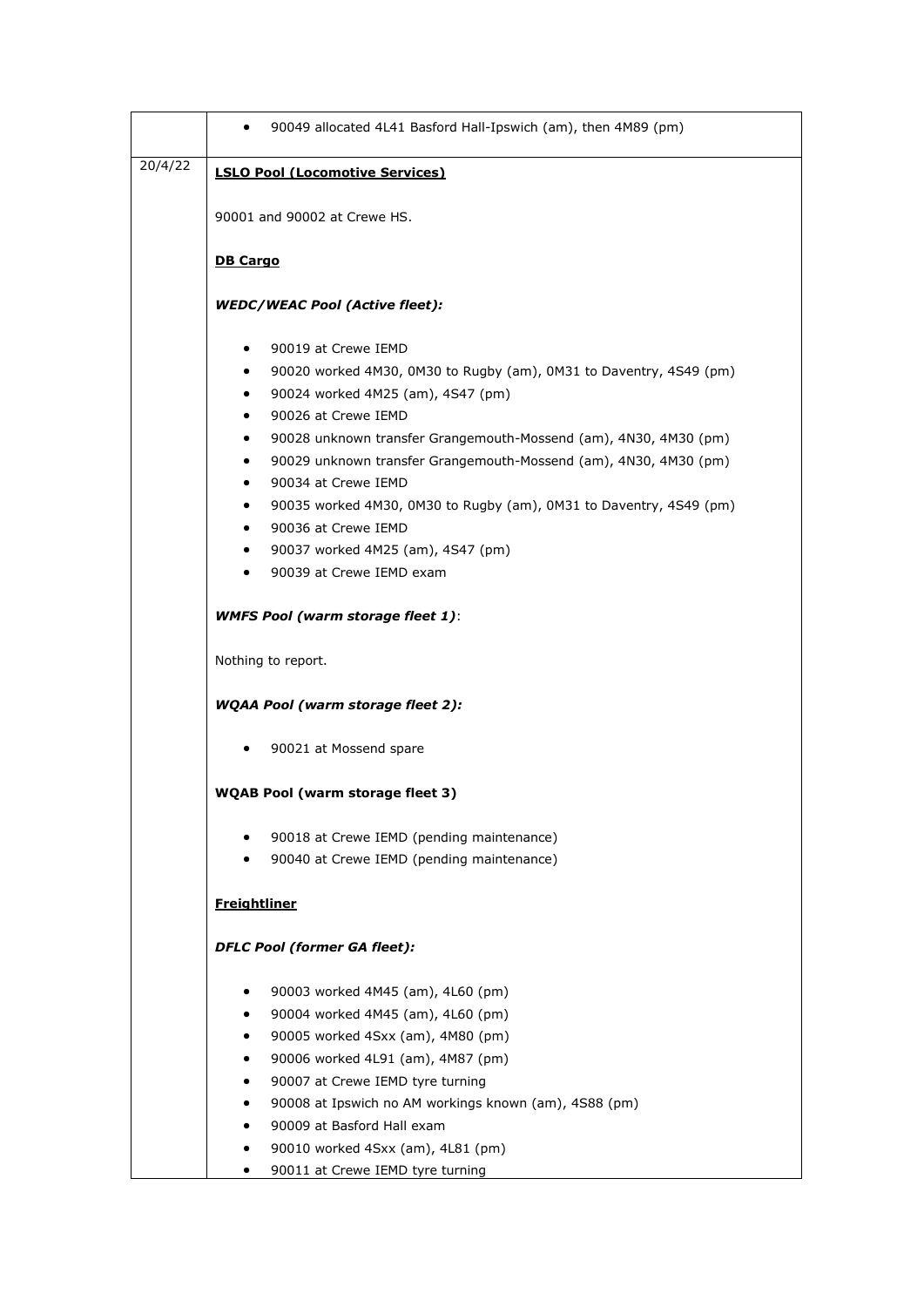| | |
|---|---|
| | • 90049 allocated 4L41 Basford Hall-Ipswich (am), then 4M89 (pm) |
| 20/4/22 | **LSLO Pool (Locomotive Services)**<br><br>90001 and 90002 at Crewe HS.<br><br>**DB Cargo**<br><br>***WEDC/WEAC Pool (Active fleet):***<br><br>• 90019 at Crewe IEMD<br>• 90020 worked 4M30, 0M30 to Rugby (am), 0M31 to Daventry, 4S49 (pm)<br>• 90024 worked 4M25 (am), 4S47 (pm)<br>• 90026 at Crewe IEMD<br>• 90028 unknown transfer Grangemouth-Mossend (am), 4N30, 4M30 (pm)<br>• 90029 unknown transfer Grangemouth-Mossend (am), 4N30, 4M30 (pm)<br>• 90034 at Crewe IEMD<br>• 90035 worked 4M30, 0M30 to Rugby (am), 0M31 to Daventry, 4S49 (pm)<br>• 90036 at Crewe IEMD<br>• 90037 worked 4M25 (am), 4S47 (pm)<br>• 90039 at Crewe IEMD exam<br><br>***WMFS Pool (warm storage fleet 1)***:<br><br>Nothing to report.<br><br>***WQAA Pool (warm storage fleet 2):***<br><br>• 90021 at Mossend spare<br><br>**WQAB Pool (warm storage fleet 3)**<br><br>• 90018 at Crewe IEMD (pending maintenance)<br>• 90040 at Crewe IEMD (pending maintenance)<br><br>**Freightliner**<br><br>***DFLC Pool (former GA fleet):***<br><br>• 90003 worked 4M45 (am), 4L60 (pm)<br>• 90004 worked 4M45 (am), 4L60 (pm)<br>• 90005 worked 4Sxx (am), 4M80 (pm)<br>• 90006 worked 4L91 (am), 4M87 (pm)<br>• 90007 at Crewe IEMD tyre turning<br>• 90008 at Ipswich no AM workings known (am), 4S88 (pm)<br>• 90009 at Basford Hall exam<br>• 90010 worked 4Sxx (am), 4L81 (pm)<br>• 90011 at Crewe IEMD tyre turning |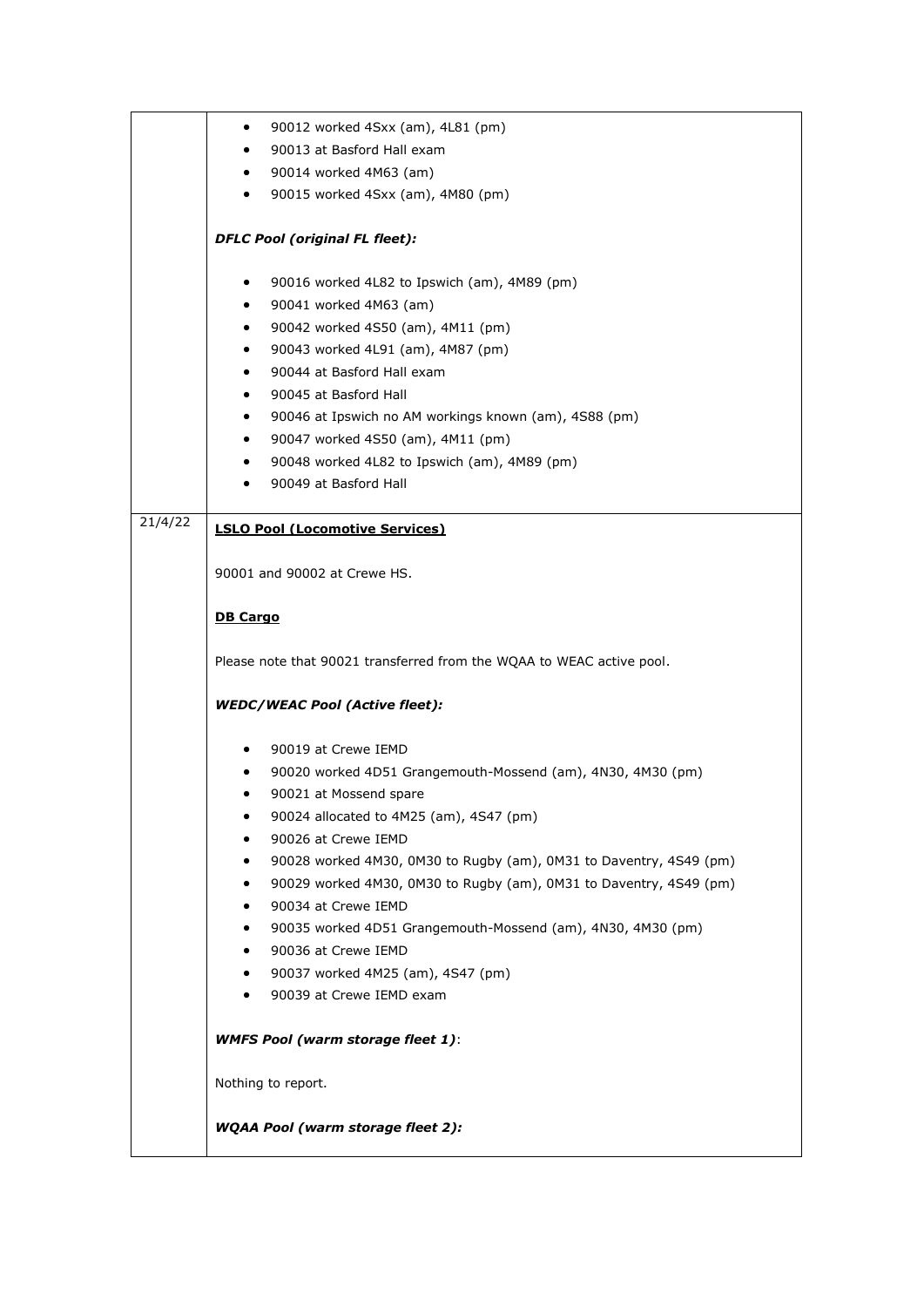| | |
|---|---|
| | • 90012 worked 4Sxx (am), 4L81 (pm)<br>• 90013 at Basford Hall exam<br>• 90014 worked 4M63 (am)<br>• 90015 worked 4Sxx (am), 4M80 (pm)<br><br>***DFLC Pool (original FL fleet):***<br><br>• 90016 worked 4L82 to Ipswich (am), 4M89 (pm)<br>• 90041 worked 4M63 (am)<br>• 90042 worked 4S50 (am), 4M11 (pm)<br>• 90043 worked 4L91 (am), 4M87 (pm)<br>• 90044 at Basford Hall exam<br>• 90045 at Basford Hall<br>• 90046 at Ipswich no AM workings known (am), 4S88 (pm)<br>• 90047 worked 4S50 (am), 4M11 (pm)<br>• 90048 worked 4L82 to Ipswich (am), 4M89 (pm)<br>• 90049 at Basford Hall |
| 21/4/22 | **LSLO Pool (Locomotive Services)**<br><br>90001 and 90002 at Crewe HS.<br><br>**DB Cargo**<br><br>Please note that 90021 transferred from the WQAA to WEAC active pool.<br><br>***WEDC/WEAC Pool (Active fleet):***<br><br>• 90019 at Crewe IEMD<br>• 90020 worked 4D51 Grangemouth-Mossend (am), 4N30, 4M30 (pm)<br>• 90021 at Mossend spare<br>• 90024 allocated to 4M25 (am), 4S47 (pm)<br>• 90026 at Crewe IEMD<br>• 90028 worked 4M30, 0M30 to Rugby (am), 0M31 to Daventry, 4S49 (pm)<br>• 90029 worked 4M30, 0M30 to Rugby (am), 0M31 to Daventry, 4S49 (pm)<br>• 90034 at Crewe IEMD<br>• 90035 worked 4D51 Grangemouth-Mossend (am), 4N30, 4M30 (pm)<br>• 90036 at Crewe IEMD<br>• 90037 worked 4M25 (am), 4S47 (pm)<br>• 90039 at Crewe IEMD exam<br><br>***WMFS Pool (warm storage fleet 1)***:<br><br>Nothing to report.<br><br>***WQAA Pool (warm storage fleet 2):*** |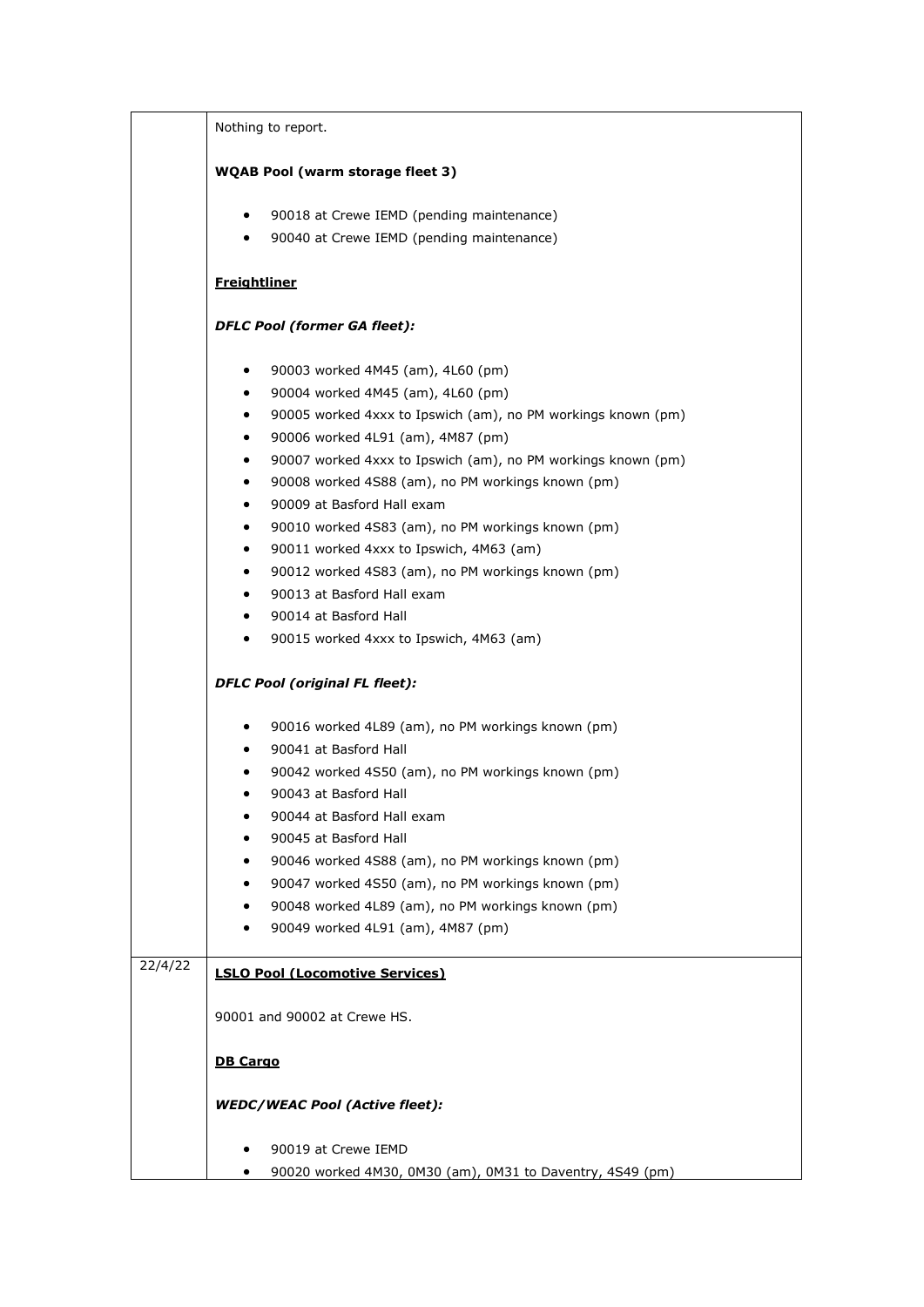| | |
|---|---|
| | Nothing to report.<br><br>**WQAB Pool (warm storage fleet 3)**<br><br>• 90018 at Crewe IEMD (pending maintenance)<br>• 90040 at Crewe IEMD (pending maintenance)<br><br>**<u>Freightliner</u>**<br><br>***DFLC Pool (former GA fleet):***<br><br>• 90003 worked 4M45 (am), 4L60 (pm)<br>• 90004 worked 4M45 (am), 4L60 (pm)<br>• 90005 worked 4xxx to Ipswich (am), no PM workings known (pm)<br>• 90006 worked 4L91 (am), 4M87 (pm)<br>• 90007 worked 4xxx to Ipswich (am), no PM workings known (pm)<br>• 90008 worked 4S88 (am), no PM workings known (pm)<br>• 90009 at Basford Hall exam<br>• 90010 worked 4S83 (am), no PM workings known (pm)<br>• 90011 worked 4xxx to Ipswich, 4M63 (am)<br>• 90012 worked 4S83 (am), no PM workings known (pm)<br>• 90013 at Basford Hall exam<br>• 90014 at Basford Hall<br>• 90015 worked 4xxx to Ipswich, 4M63 (am)<br><br>***DFLC Pool (original FL fleet):***<br><br>• 90016 worked 4L89 (am), no PM workings known (pm)<br>• 90041 at Basford Hall<br>• 90042 worked 4S50 (am), no PM workings known (pm)<br>• 90043 at Basford Hall<br>• 90044 at Basford Hall exam<br>• 90045 at Basford Hall<br>• 90046 worked 4S88 (am), no PM workings known (pm)<br>• 90047 worked 4S50 (am), no PM workings known (pm)<br>• 90048 worked 4L89 (am), no PM workings known (pm)<br>• 90049 worked 4L91 (am), 4M87 (pm) |
| 22/4/22 | **<u>LSLO Pool (Locomotive Services)</u>**<br><br>90001 and 90002 at Crewe HS.<br><br>**<u>DB Cargo</u>**<br><br>***WEDC/WEAC Pool (Active fleet):***<br><br>• 90019 at Crewe IEMD<br>• 90020 worked 4M30, 0M30 (am), 0M31 to Daventry, 4S49 (pm) |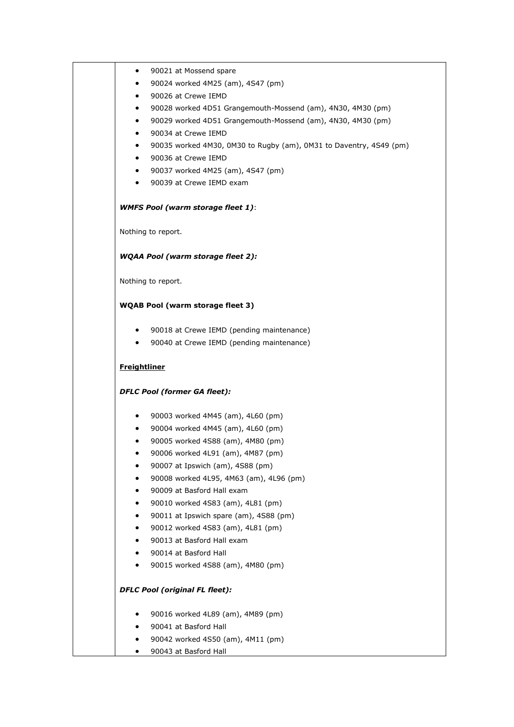- 90021 at Mossend spare
- 90024 worked 4M25 (am), 4S47 (pm)
- 90026 at Crewe IEMD
- 90028 worked 4D51 Grangemouth-Mossend (am), 4N30, 4M30 (pm)
- 90029 worked 4D51 Grangemouth-Mossend (am), 4N30, 4M30 (pm)
- 90034 at Crewe IEMD
- 90035 worked 4M30, 0M30 to Rugby (am), 0M31 to Daventry, 4S49 (pm)
- 90036 at Crewe IEMD
- 90037 worked 4M25 (am), 4S47 (pm)
- 90039 at Crewe IEMD exam

***WMFS Pool (warm storage fleet 1)***:

Nothing to report.

***WQAA Pool (warm storage fleet 2):***

Nothing to report.

**WQAB Pool (warm storage fleet 3)**

- 90018 at Crewe IEMD (pending maintenance)
- 90040 at Crewe IEMD (pending maintenance)

**Freightliner**

***DFLC Pool (former GA fleet):***

- 90003 worked 4M45 (am), 4L60 (pm)
- 90004 worked 4M45 (am), 4L60 (pm)
- 90005 worked 4S88 (am), 4M80 (pm)
- 90006 worked 4L91 (am), 4M87 (pm)
- 90007 at Ipswich (am), 4S88 (pm)
- 90008 worked 4L95, 4M63 (am), 4L96 (pm)
- 90009 at Basford Hall exam
- 90010 worked 4S83 (am), 4L81 (pm)
- 90011 at Ipswich spare (am), 4S88 (pm)
- 90012 worked 4S83 (am), 4L81 (pm)
- 90013 at Basford Hall exam
- 90014 at Basford Hall
- 90015 worked 4S88 (am), 4M80 (pm)

***DFLC Pool (original FL fleet):***

- 90016 worked 4L89 (am), 4M89 (pm)
- 90041 at Basford Hall
- 90042 worked 4S50 (am), 4M11 (pm)
- 90043 at Basford Hall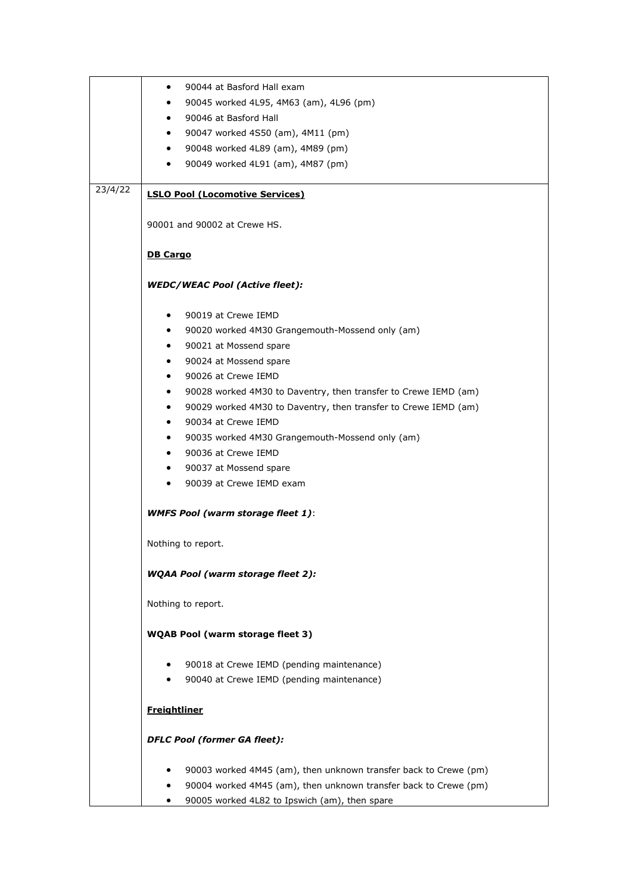| | |
|---|---|
| | • 90044 at Basford Hall exam<br>• 90045 worked 4L95, 4M63 (am), 4L96 (pm)<br>• 90046 at Basford Hall<br>• 90047 worked 4S50 (am), 4M11 (pm)<br>• 90048 worked 4L89 (am), 4M89 (pm)<br>• 90049 worked 4L91 (am), 4M87 (pm) |
| 23/4/22 | **<u>LSLO Pool (Locomotive Services)</u>**<br><br>90001 and 90002 at Crewe HS.<br><br>**<u>DB Cargo</u>**<br><br>***WEDC/WEAC Pool (Active fleet):***<br><br>• 90019 at Crewe IEMD<br>• 90020 worked 4M30 Grangemouth-Mossend only (am)<br>• 90021 at Mossend spare<br>• 90024 at Mossend spare<br>• 90026 at Crewe IEMD<br>• 90028 worked 4M30 to Daventry, then transfer to Crewe IEMD (am)<br>• 90029 worked 4M30 to Daventry, then transfer to Crewe IEMD (am)<br>• 90034 at Crewe IEMD<br>• 90035 worked 4M30 Grangemouth-Mossend only (am)<br>• 90036 at Crewe IEMD<br>• 90037 at Mossend spare<br>• 90039 at Crewe IEMD exam<br><br>***WMFS Pool (warm storage fleet 1)***:<br><br>Nothing to report.<br><br>***WQAA Pool (warm storage fleet 2):***<br><br>Nothing to report.<br><br>**WQAB Pool (warm storage fleet 3)**<br><br>• 90018 at Crewe IEMD (pending maintenance)<br>• 90040 at Crewe IEMD (pending maintenance)<br><br>**<u>Freightliner</u>**<br><br>***DFLC Pool (former GA fleet):***<br><br>• 90003 worked 4M45 (am), then unknown transfer back to Crewe (pm)<br>• 90004 worked 4M45 (am), then unknown transfer back to Crewe (pm)<br>• 90005 worked 4L82 to Ipswich (am), then spare |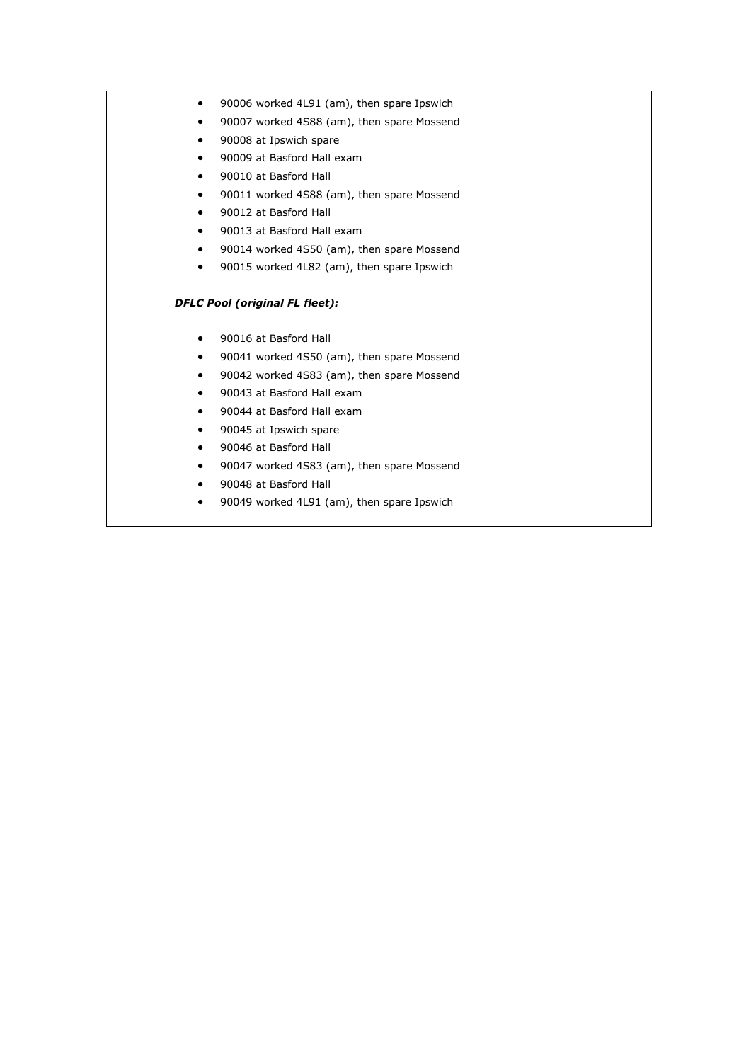| | |
|---|---|
| | - 90006 worked 4L91 (am), then spare Ipswich<br>- 90007 worked 4S88 (am), then spare Mossend<br>- 90008 at Ipswich spare<br>- 90009 at Basford Hall exam<br>- 90010 at Basford Hall<br>- 90011 worked 4S88 (am), then spare Mossend<br>- 90012 at Basford Hall<br>- 90013 at Basford Hall exam<br>- 90014 worked 4S50 (am), then spare Mossend<br>- 90015 worked 4L82 (am), then spare Ipswich<br><br>***DFLC Pool (original FL fleet):***<br><br>- 90016 at Basford Hall<br>- 90041 worked 4S50 (am), then spare Mossend<br>- 90042 worked 4S83 (am), then spare Mossend<br>- 90043 at Basford Hall exam<br>- 90044 at Basford Hall exam<br>- 90045 at Ipswich spare<br>- 90046 at Basford Hall<br>- 90047 worked 4S83 (am), then spare Mossend<br>- 90048 at Basford Hall<br>- 90049 worked 4L91 (am), then spare Ipswich |